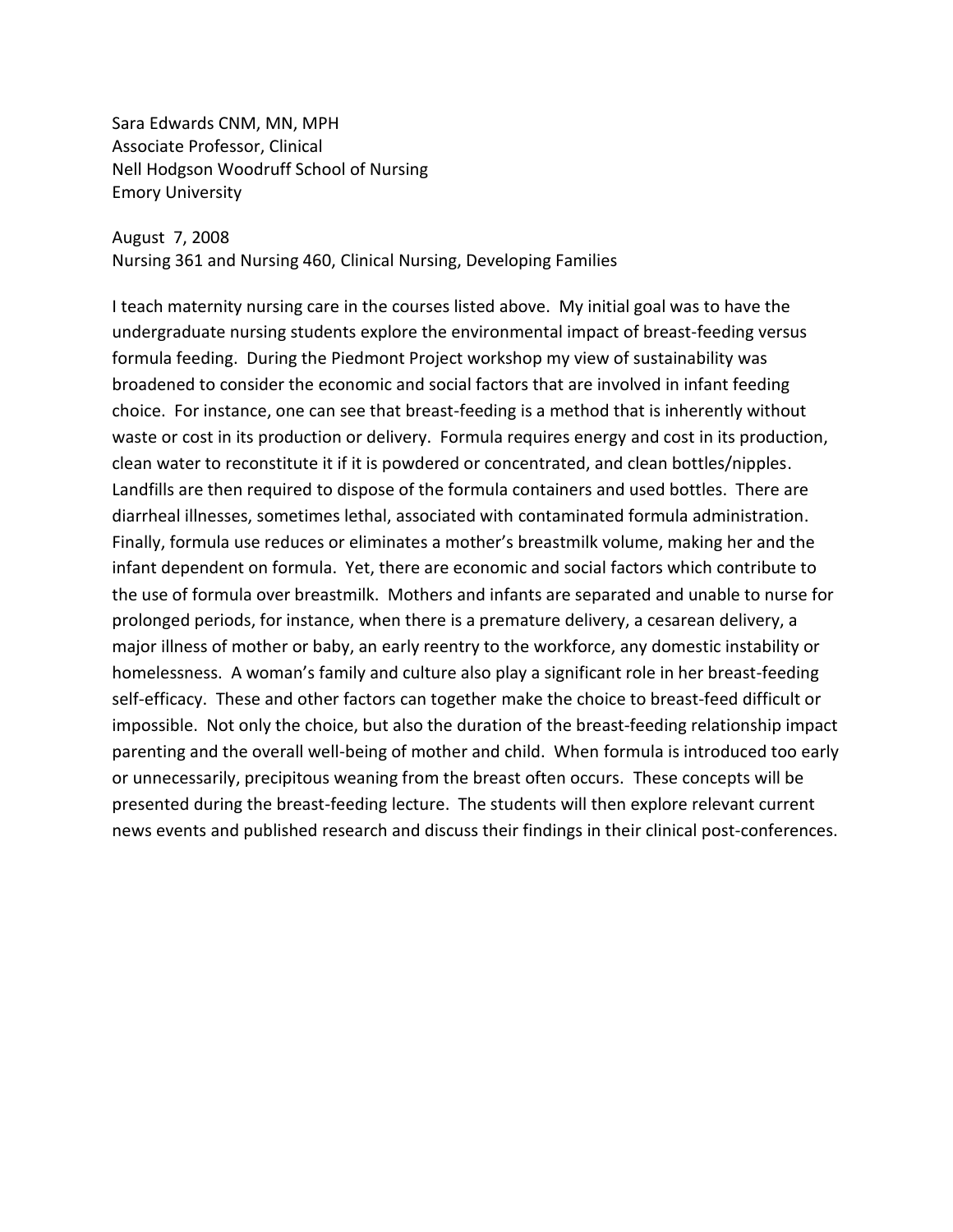Sara Edwards CNM, MN, MPH
Associate Professor, Clinical
Nell Hodgson Woodruff School of Nursing
Emory University

August 7, 2008
Nursing 361 and Nursing 460, Clinical Nursing, Developing Families

I teach maternity nursing care in the courses listed above. My initial goal was to have the undergraduate nursing students explore the environmental impact of breast-feeding versus formula feeding. During the Piedmont Project workshop my view of sustainability was broadened to consider the economic and social factors that are involved in infant feeding choice. For instance, one can see that breast-feeding is a method that is inherently without waste or cost in its production or delivery. Formula requires energy and cost in its production, clean water to reconstitute it if it is powdered or concentrated, and clean bottles/nipples. Landfills are then required to dispose of the formula containers and used bottles. There are diarrheal illnesses, sometimes lethal, associated with contaminated formula administration. Finally, formula use reduces or eliminates a mother's breastmilk volume, making her and the infant dependent on formula. Yet, there are economic and social factors which contribute to the use of formula over breastmilk. Mothers and infants are separated and unable to nurse for prolonged periods, for instance, when there is a premature delivery, a cesarean delivery, a major illness of mother or baby, an early reentry to the workforce, any domestic instability or homelessness. A woman's family and culture also play a significant role in her breast-feeding self-efficacy. These and other factors can together make the choice to breast-feed difficult or impossible. Not only the choice, but also the duration of the breast-feeding relationship impact parenting and the overall well-being of mother and child. When formula is introduced too early or unnecessarily, precipitous weaning from the breast often occurs. These concepts will be presented during the breast-feeding lecture. The students will then explore relevant current news events and published research and discuss their findings in their clinical post-conferences.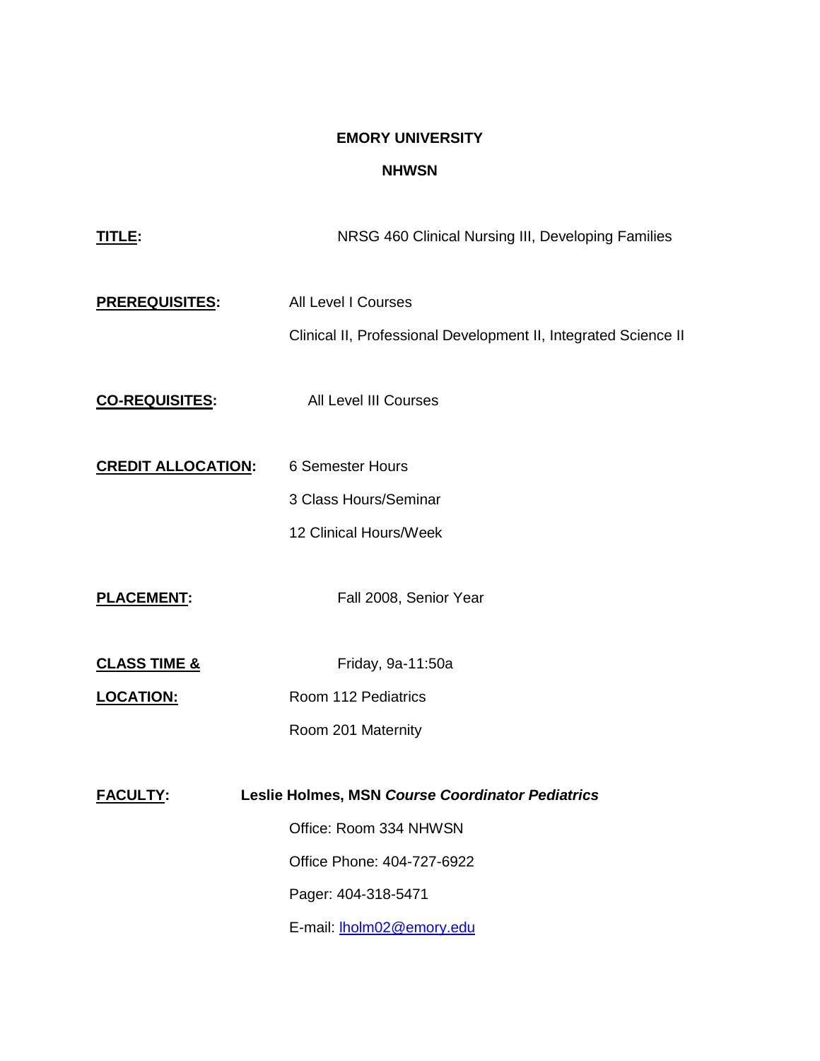**EMORY UNIVERSITY**

**NHWSN**

**TITLE:** NRSG 460 Clinical Nursing III, Developing Families

**PREREQUISITES:** All Level I Courses

Clinical II, Professional Development II, Integrated Science II

**CO-REQUISITES:** All Level III Courses

**CREDIT ALLOCATION:** 6 Semester Hours

3 Class Hours/Seminar

12 Clinical Hours/Week

**PLACEMENT:** Fall 2008, Senior Year

**CLASS TIME & LOCATION:** Friday, 9a-11:50a

Room 112 Pediatrics

Room 201 Maternity

**FACULTY:** **Leslie Holmes, MSN *Course Coordinator Pediatrics***

Office: Room 334 NHWSN

Office Phone: 404-727-6922

Pager: 404-318-5471

E-mail: lholm02@emory.edu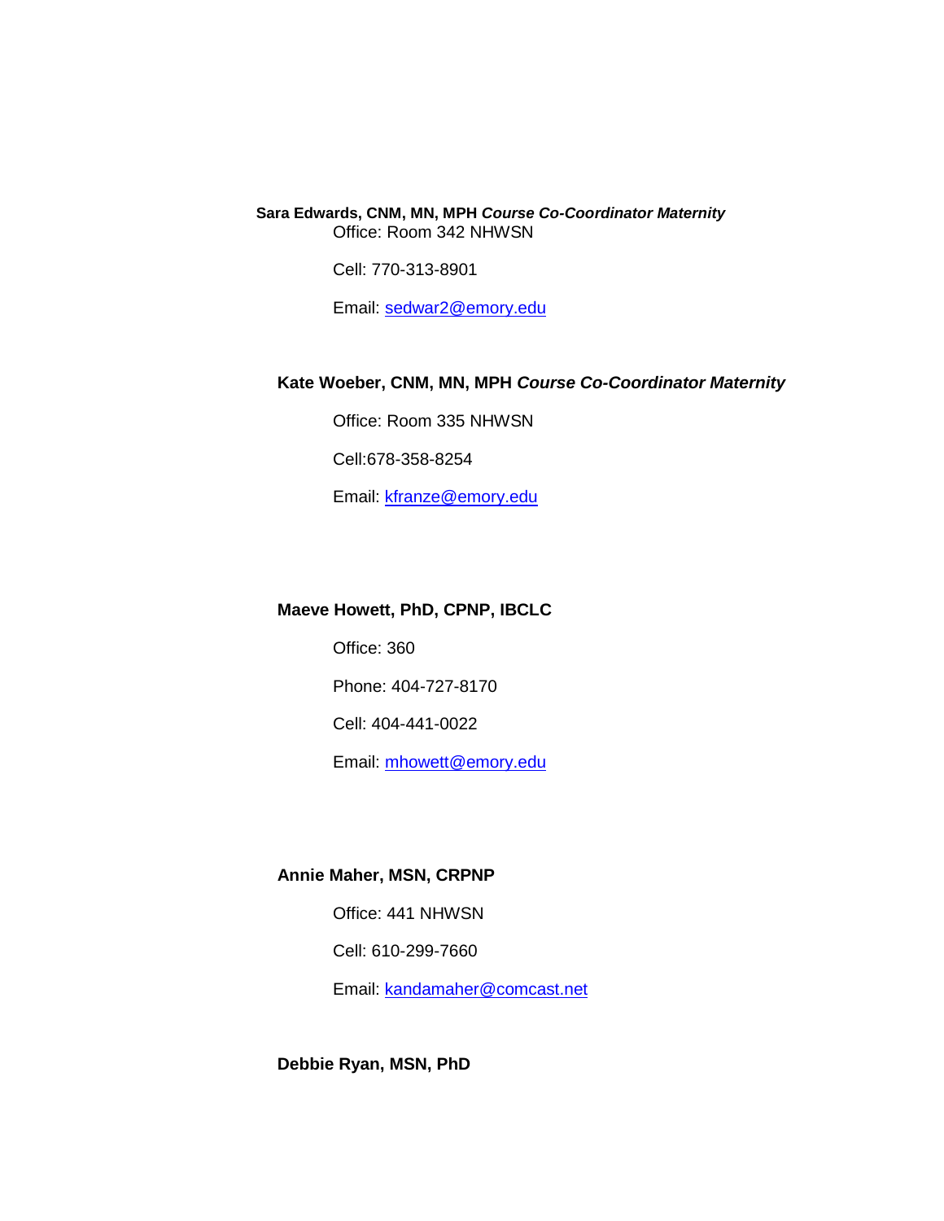**Sara Edwards, CNM, MN, MPH *Course Co-Coordinator Maternity***

Office: Room 342 NHWSN

Cell: 770-313-8901

Email: sedwar2@emory.edu

**Kate Woeber, CNM, MN, MPH *Course Co-Coordinator Maternity***

Office: Room 335 NHWSN

Cell:678-358-8254

Email: kfranze@emory.edu

**Maeve Howett, PhD, CPNP, IBCLC**

Office: 360

Phone: 404-727-8170

Cell: 404-441-0022

Email: mhowett@emory.edu

**Annie Maher, MSN, CRPNP**

Office: 441 NHWSN

Cell: 610-299-7660

Email: kandamaher@comcast.net

**Debbie Ryan, MSN, PhD**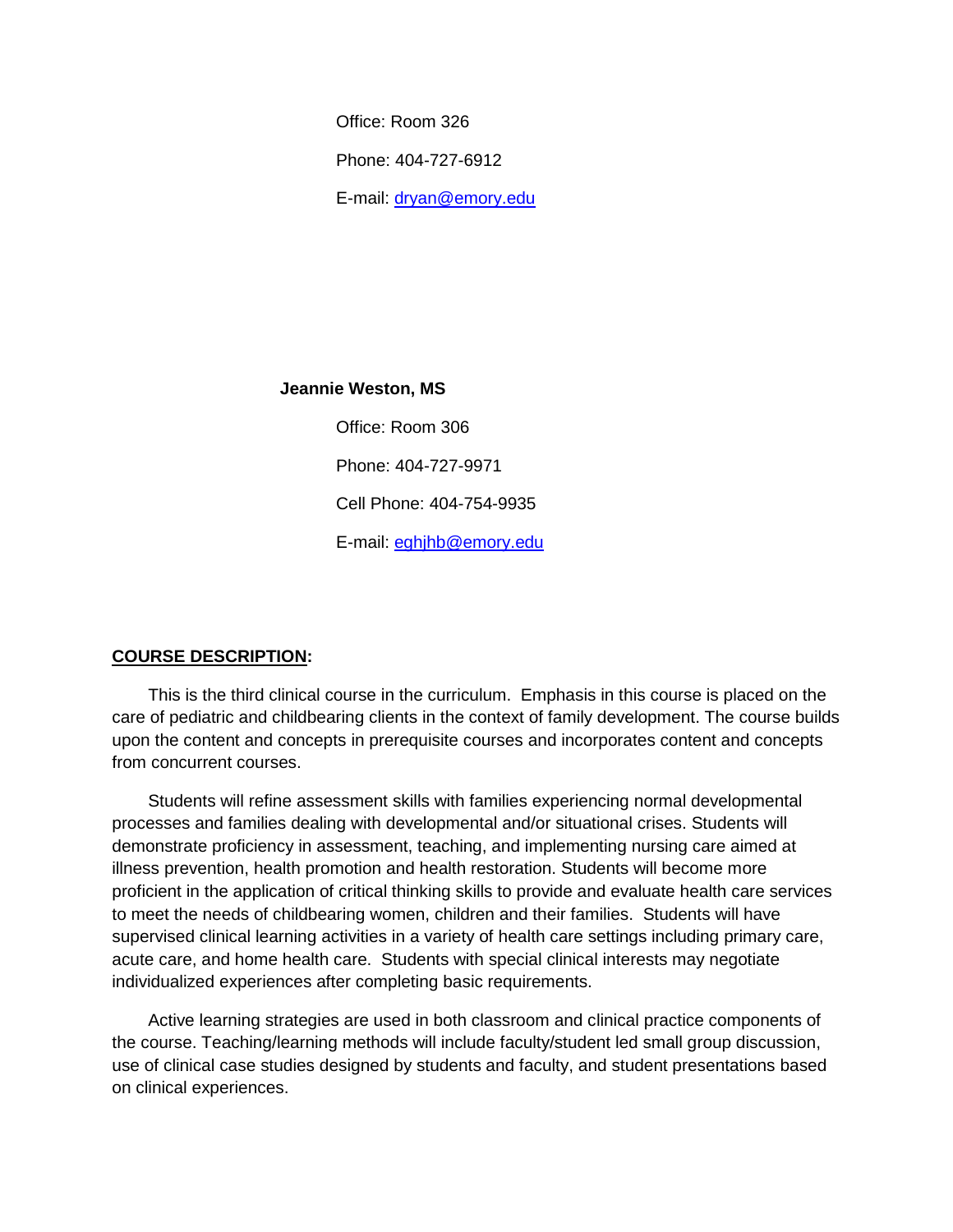Office: Room 326

Phone: 404-727-6912

E-mail: dryan@emory.edu

**Jeannie Weston, MS**

Office: Room 306

Phone: 404-727-9971

Cell Phone: 404-754-9935

E-mail: eghjhb@emory.edu

**COURSE DESCRIPTION:**

This is the third clinical course in the curriculum. Emphasis in this course is placed on the care of pediatric and childbearing clients in the context of family development. The course builds upon the content and concepts in prerequisite courses and incorporates content and concepts from concurrent courses.

Students will refine assessment skills with families experiencing normal developmental processes and families dealing with developmental and/or situational crises. Students will demonstrate proficiency in assessment, teaching, and implementing nursing care aimed at illness prevention, health promotion and health restoration. Students will become more proficient in the application of critical thinking skills to provide and evaluate health care services to meet the needs of childbearing women, children and their families. Students will have supervised clinical learning activities in a variety of health care settings including primary care, acute care, and home health care. Students with special clinical interests may negotiate individualized experiences after completing basic requirements.

Active learning strategies are used in both classroom and clinical practice components of the course. Teaching/learning methods will include faculty/student led small group discussion, use of clinical case studies designed by students and faculty, and student presentations based on clinical experiences.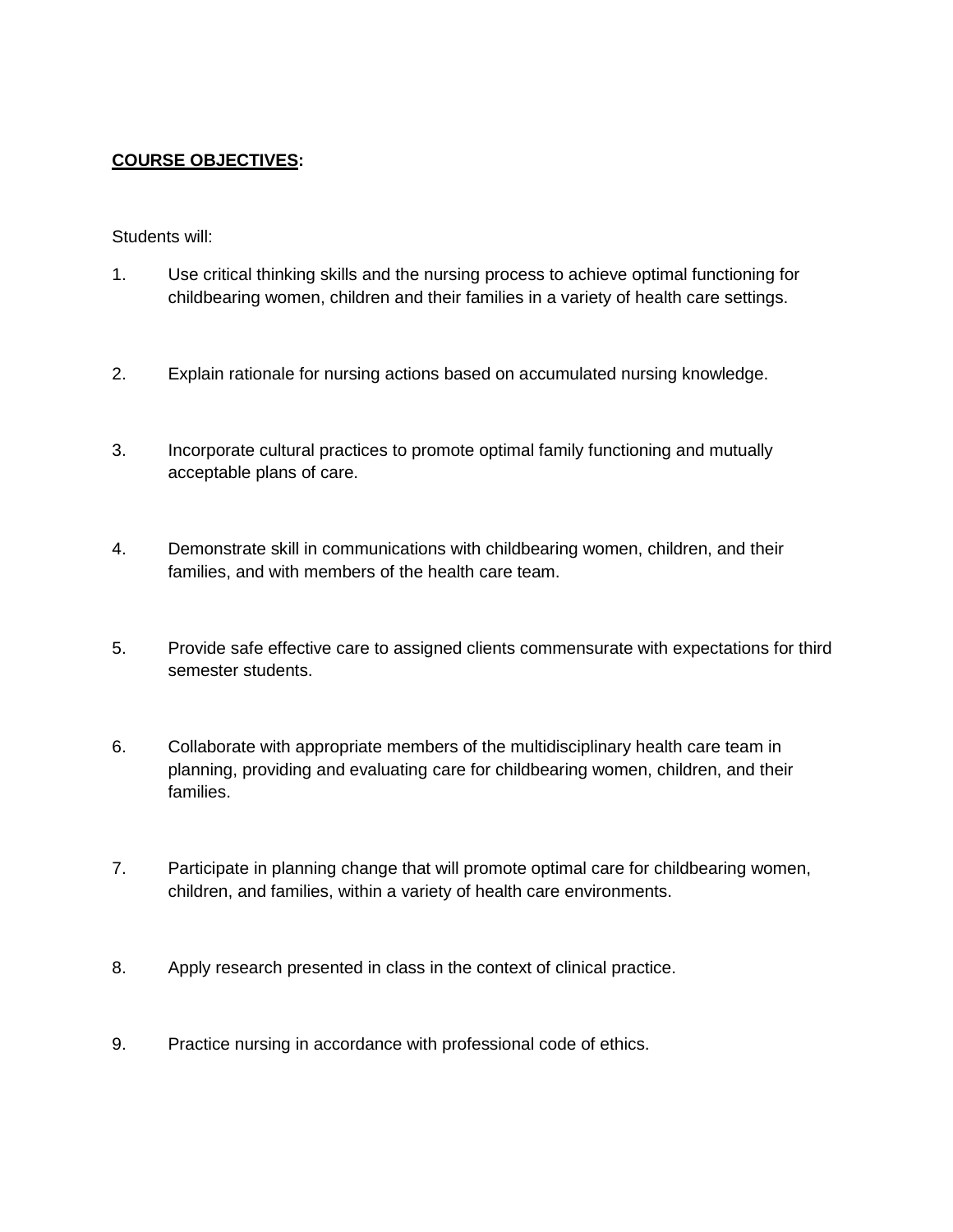**<u>COURSE OBJECTIVES</u>:**

Students will:

1. Use critical thinking skills and the nursing process to achieve optimal functioning for childbearing women, children and their families in a variety of health care settings.

2. Explain rationale for nursing actions based on accumulated nursing knowledge.

3. Incorporate cultural practices to promote optimal family functioning and mutually acceptable plans of care.

4. Demonstrate skill in communications with childbearing women, children, and their families, and with members of the health care team.

5. Provide safe effective care to assigned clients commensurate with expectations for third semester students.

6. Collaborate with appropriate members of the multidisciplinary health care team in planning, providing and evaluating care for childbearing women, children, and their families.

7. Participate in planning change that will promote optimal care for childbearing women, children, and families, within a variety of health care environments.

8. Apply research presented in class in the context of clinical practice.

9. Practice nursing in accordance with professional code of ethics.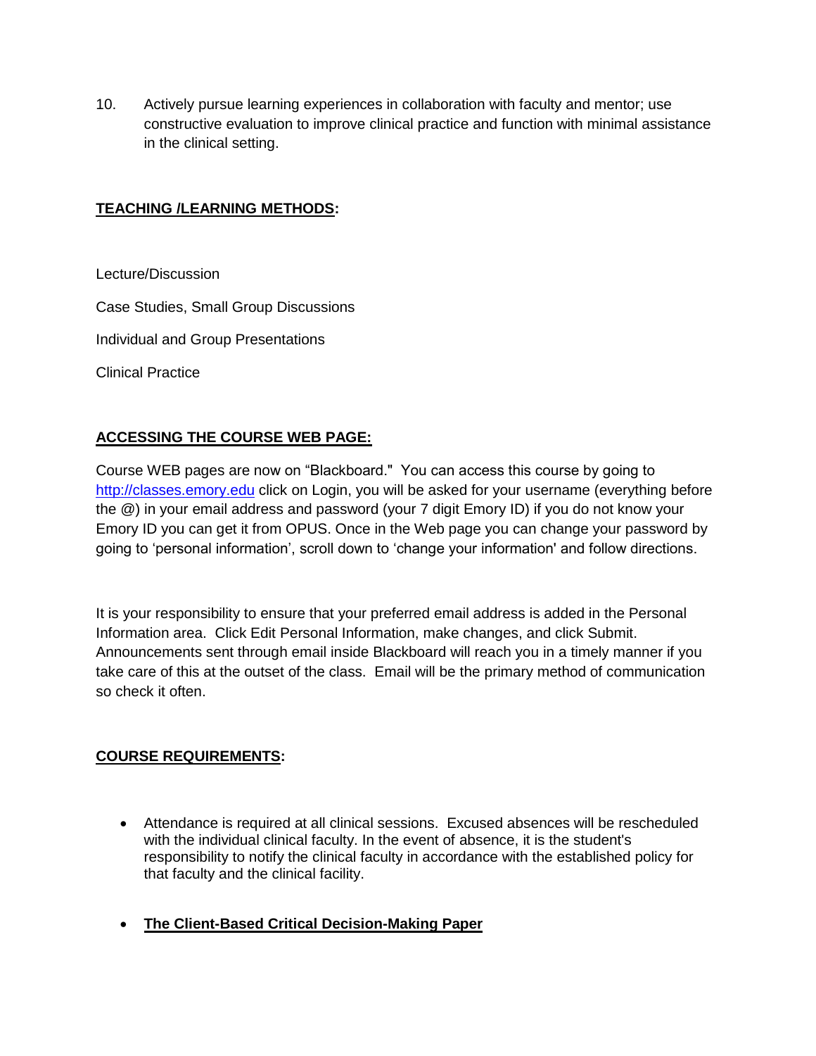10. Actively pursue learning experiences in collaboration with faculty and mentor; use constructive evaluation to improve clinical practice and function with minimal assistance in the clinical setting.

## **TEACHING /LEARNING METHODS:**

Lecture/Discussion

Case Studies, Small Group Discussions

Individual and Group Presentations

Clinical Practice

## **ACCESSING THE COURSE WEB PAGE:**

Course WEB pages are now on "Blackboard." You can access this course by going to http://classes.emory.edu click on Login, you will be asked for your username (everything before the @) in your email address and password (your 7 digit Emory ID) if you do not know your Emory ID you can get it from OPUS. Once in the Web page you can change your password by going to 'personal information', scroll down to 'change your information' and follow directions.

It is your responsibility to ensure that your preferred email address is added in the Personal Information area. Click Edit Personal Information, make changes, and click Submit. Announcements sent through email inside Blackboard will reach you in a timely manner if you take care of this at the outset of the class. Email will be the primary method of communication so check it often.

## **COURSE REQUIREMENTS:**

- Attendance is required at all clinical sessions. Excused absences will be rescheduled with the individual clinical faculty. In the event of absence, it is the student's responsibility to notify the clinical faculty in accordance with the established policy for that faculty and the clinical facility.

- **The Client-Based Critical Decision-Making Paper**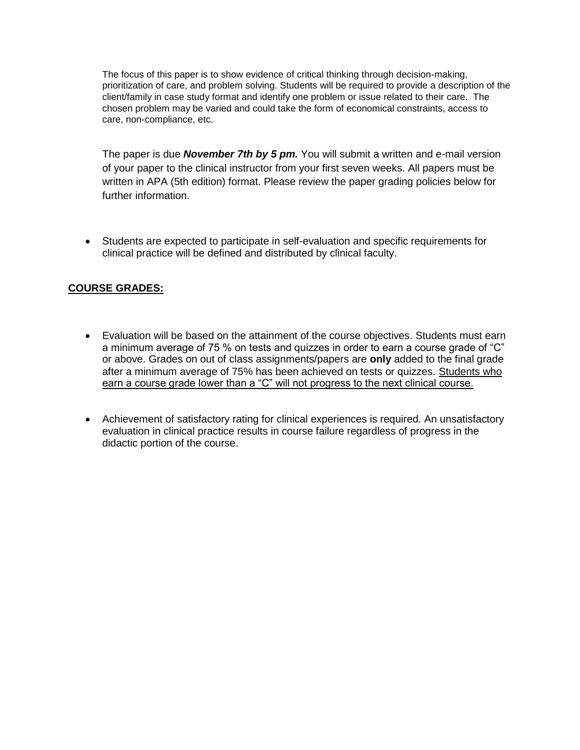The focus of this paper is to show evidence of critical thinking through decision-making, prioritization of care, and problem solving. Students will be required to provide a description of the client/family in case study format and identify one problem or issue related to their care. The chosen problem may be varied and could take the form of economical constraints, access to care, non-compliance, etc.

The paper is due ***November 7th by 5 pm.*** You will submit a written and e-mail version of your paper to the clinical instructor from your first seven weeks. All papers must be written in APA (5th edition) format. Please review the paper grading policies below for further information.

- Students are expected to participate in self-evaluation and specific requirements for clinical practice will be defined and distributed by clinical faculty.

## COURSE GRADES:

- Evaluation will be based on the attainment of the course objectives. Students must earn a minimum average of 75 % on tests and quizzes in order to earn a course grade of "C" or above. Grades on out of class assignments/papers are **only** added to the final grade after a minimum average of 75% has been achieved on tests or quizzes. Students who earn a course grade lower than a "C" will not progress to the next clinical course.

- Achievement of satisfactory rating for clinical experiences is required. An unsatisfactory evaluation in clinical practice results in course failure regardless of progress in the didactic portion of the course.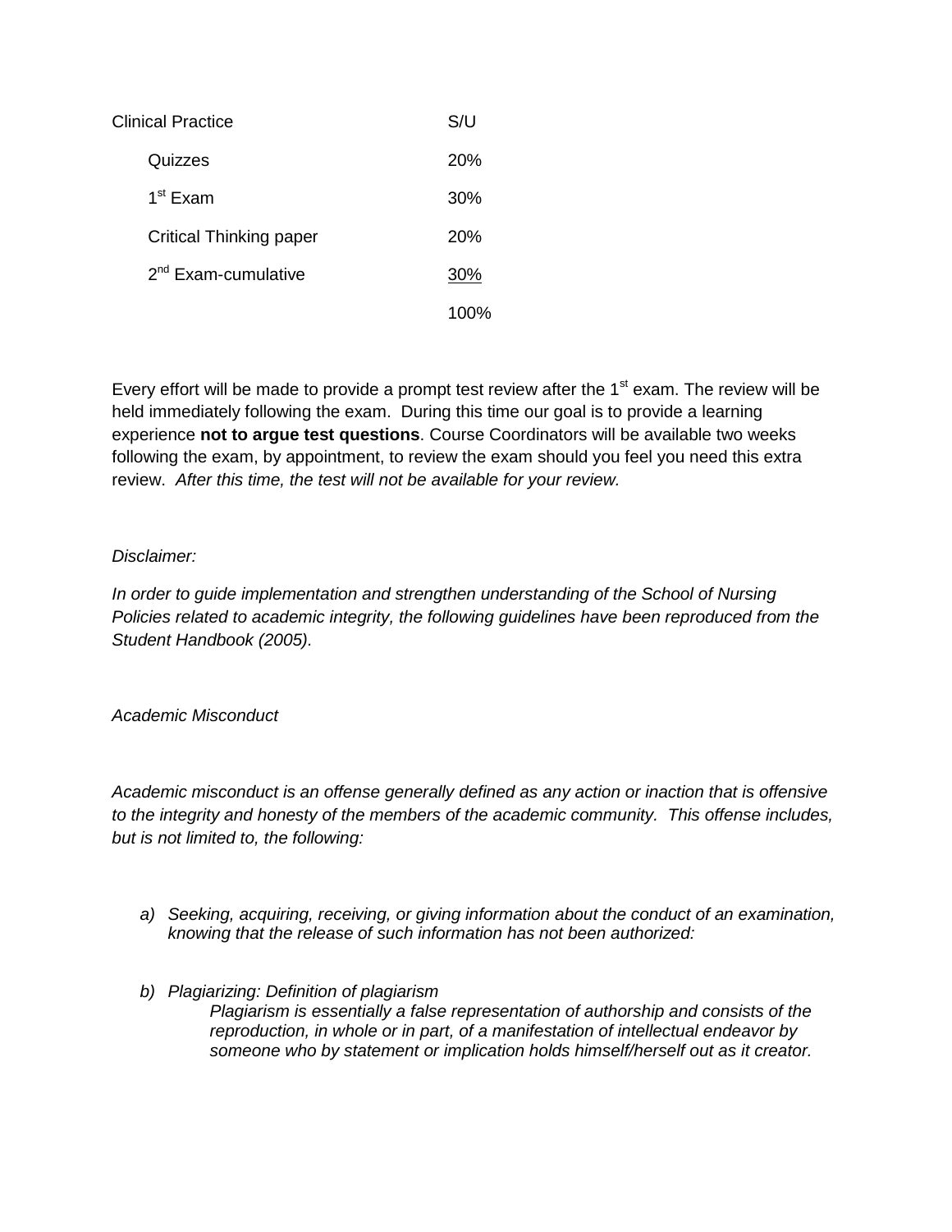| | |
|---|---|
| Clinical Practice | S/U |
| Quizzes | 20% |
| 1st Exam | 30% |
| Critical Thinking paper | 20% |
| 2nd Exam-cumulative | 30% |
| | 100% |

Every effort will be made to provide a prompt test review after the 1st exam. The review will be held immediately following the exam. During this time our goal is to provide a learning experience **not to argue test questions**. Course Coordinators will be available two weeks following the exam, by appointment, to review the exam should you feel you need this extra review. *After this time, the test will not be available for your review.*

*Disclaimer:*

*In order to guide implementation and strengthen understanding of the School of Nursing Policies related to academic integrity, the following guidelines have been reproduced from the Student Handbook (2005).*

*Academic Misconduct*

*Academic misconduct is an offense generally defined as any action or inaction that is offensive to the integrity and honesty of the members of the academic community. This offense includes, but is not limited to, the following:*

*a) Seeking, acquiring, receiving, or giving information about the conduct of an examination, knowing that the release of such information has not been authorized:*

*b) Plagiarizing: Definition of plagiarism*

*Plagiarism is essentially a false representation of authorship and consists of the reproduction, in whole or in part, of a manifestation of intellectual endeavor by someone who by statement or implication holds himself/herself out as it creator.*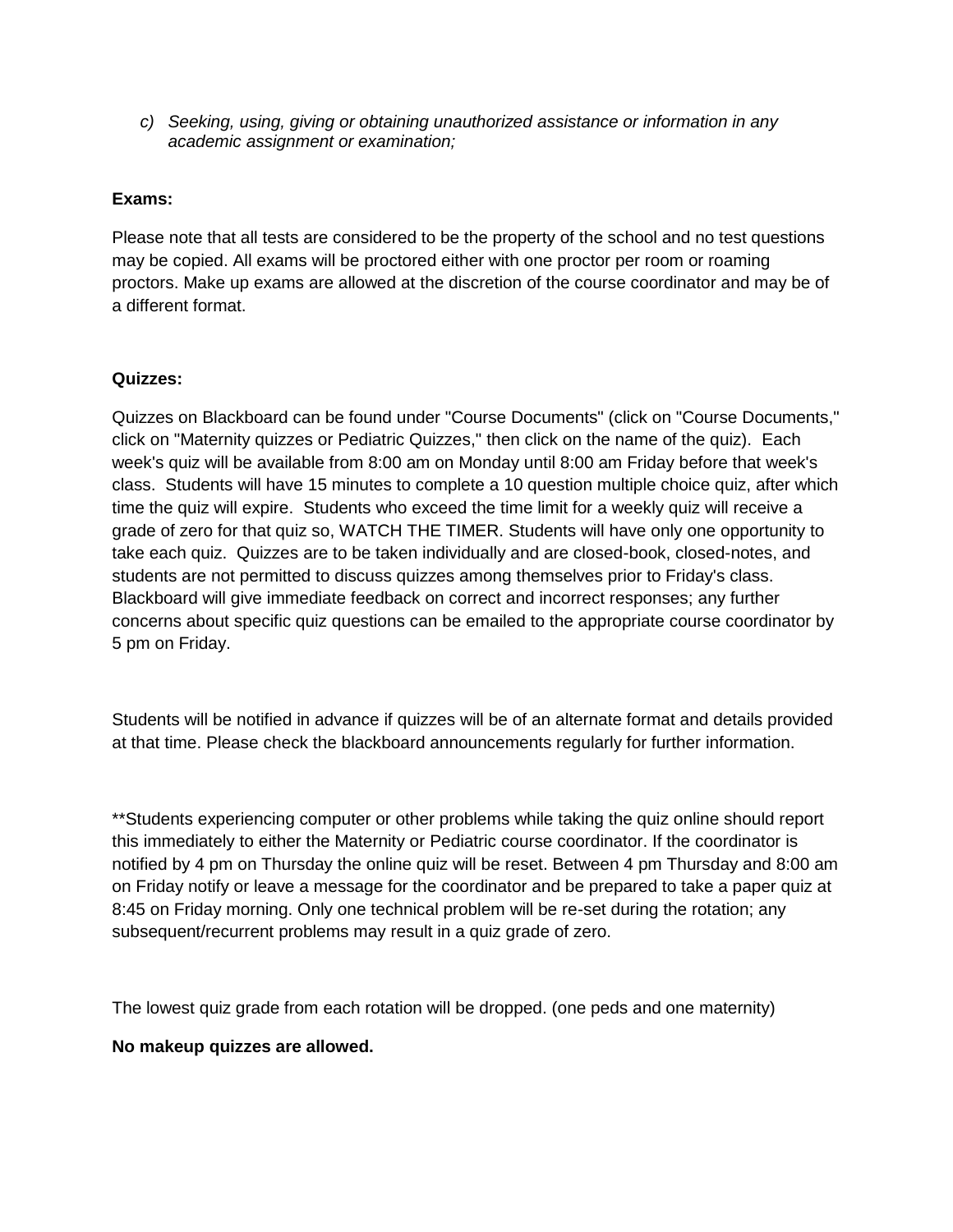c) *Seeking, using, giving or obtaining unauthorized assistance or information in any academic assignment or examination;*

**Exams:**

Please note that all tests are considered to be the property of the school and no test questions may be copied. All exams will be proctored either with one proctor per room or roaming proctors. Make up exams are allowed at the discretion of the course coordinator and may be of a different format.

**Quizzes:**

Quizzes on Blackboard can be found under "Course Documents" (click on "Course Documents," click on "Maternity quizzes or Pediatric Quizzes," then click on the name of the quiz). Each week's quiz will be available from 8:00 am on Monday until 8:00 am Friday before that week's class. Students will have 15 minutes to complete a 10 question multiple choice quiz, after which time the quiz will expire. Students who exceed the time limit for a weekly quiz will receive a grade of zero for that quiz so, WATCH THE TIMER. Students will have only one opportunity to take each quiz. Quizzes are to be taken individually and are closed-book, closed-notes, and students are not permitted to discuss quizzes among themselves prior to Friday's class. Blackboard will give immediate feedback on correct and incorrect responses; any further concerns about specific quiz questions can be emailed to the appropriate course coordinator by 5 pm on Friday.

Students will be notified in advance if quizzes will be of an alternate format and details provided at that time. Please check the blackboard announcements regularly for further information.

**Students experiencing computer or other problems while taking the quiz online should report this immediately to either the Maternity or Pediatric course coordinator. If the coordinator is notified by 4 pm on Thursday the online quiz will be reset. Between 4 pm Thursday and 8:00 am on Friday notify or leave a message for the coordinator and be prepared to take a paper quiz at 8:45 on Friday morning. Only one technical problem will be re-set during the rotation; any subsequent/recurrent problems may result in a quiz grade of zero.

The lowest quiz grade from each rotation will be dropped. (one peds and one maternity)

**No makeup quizzes are allowed.**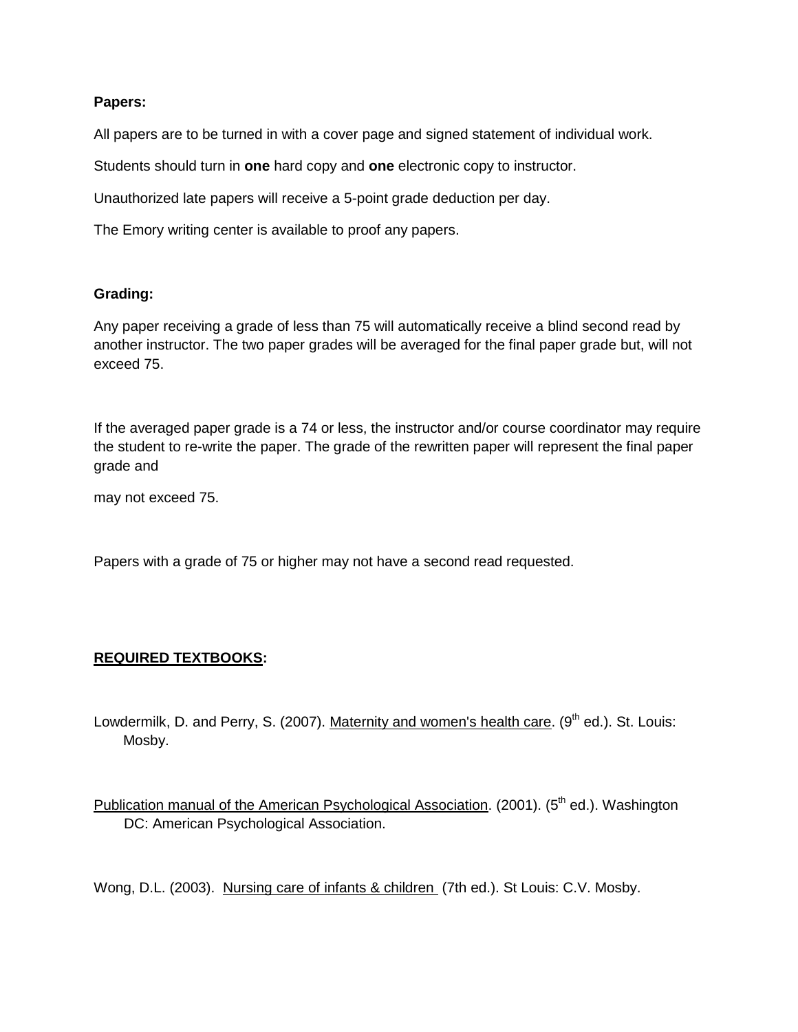**Papers:**

All papers are to be turned in with a cover page and signed statement of individual work.

Students should turn in **one** hard copy and **one** electronic copy to instructor.

Unauthorized late papers will receive a 5-point grade deduction per day.

The Emory writing center is available to proof any papers.

**Grading:**

Any paper receiving a grade of less than 75 will automatically receive a blind second read by another instructor. The two paper grades will be averaged for the final paper grade but, will not exceed 75.

If the averaged paper grade is a 74 or less, the instructor and/or course coordinator may require the student to re-write the paper. The grade of the rewritten paper will represent the final paper grade and

may not exceed 75.

Papers with a grade of 75 or higher may not have a second read requested.

**REQUIRED TEXTBOOKS:**

Lowdermilk, D. and Perry, S. (2007). Maternity and women's health care. (9th ed.). St. Louis: Mosby.

Publication manual of the American Psychological Association. (2001). (5th ed.). Washington DC: American Psychological Association.

Wong, D.L. (2003). Nursing care of infants & children (7th ed.). St Louis: C.V. Mosby.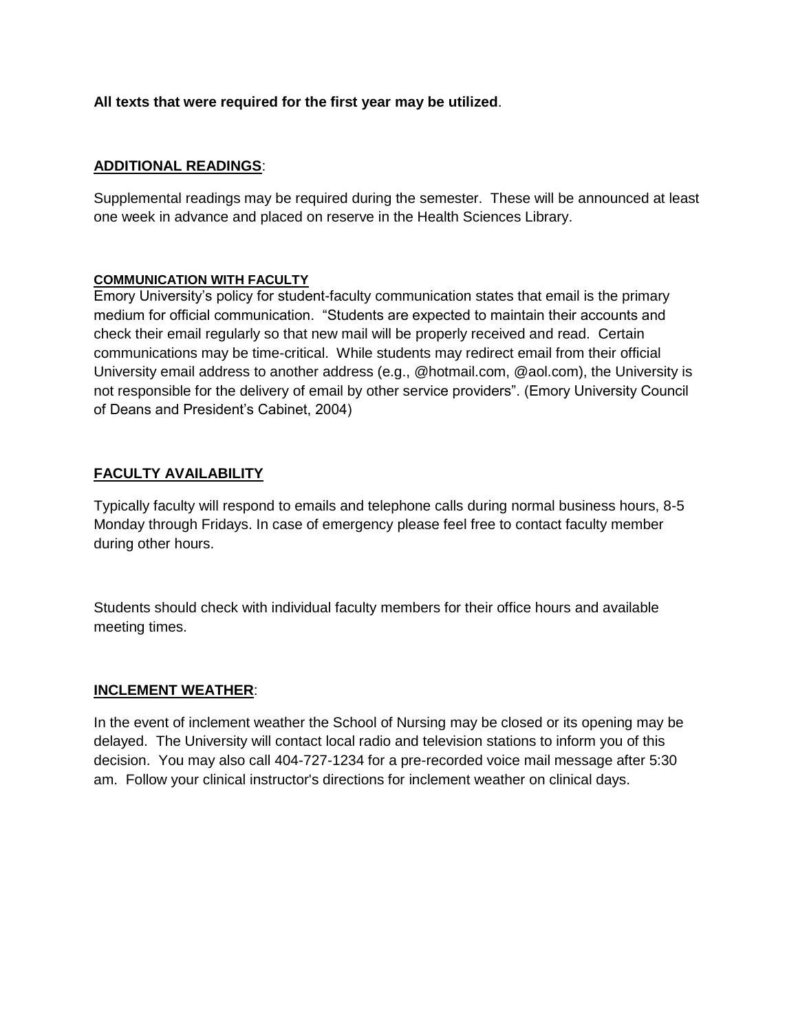**All texts that were required for the first year may be utilized**.

## ADDITIONAL READINGS:

Supplemental readings may be required during the semester. These will be announced at least one week in advance and placed on reserve in the Health Sciences Library.

## COMMUNICATION WITH FACULTY

Emory University's policy for student-faculty communication states that email is the primary medium for official communication. "Students are expected to maintain their accounts and check their email regularly so that new mail will be properly received and read. Certain communications may be time-critical. While students may redirect email from their official University email address to another address (e.g., @hotmail.com, @aol.com), the University is not responsible for the delivery of email by other service providers". (Emory University Council of Deans and President's Cabinet, 2004)

## FACULTY AVAILABILITY

Typically faculty will respond to emails and telephone calls during normal business hours, 8-5 Monday through Fridays. In case of emergency please feel free to contact faculty member during other hours.

Students should check with individual faculty members for their office hours and available meeting times.

## INCLEMENT WEATHER:

In the event of inclement weather the School of Nursing may be closed or its opening may be delayed. The University will contact local radio and television stations to inform you of this decision. You may also call 404-727-1234 for a pre-recorded voice mail message after 5:30 am. Follow your clinical instructor's directions for inclement weather on clinical days.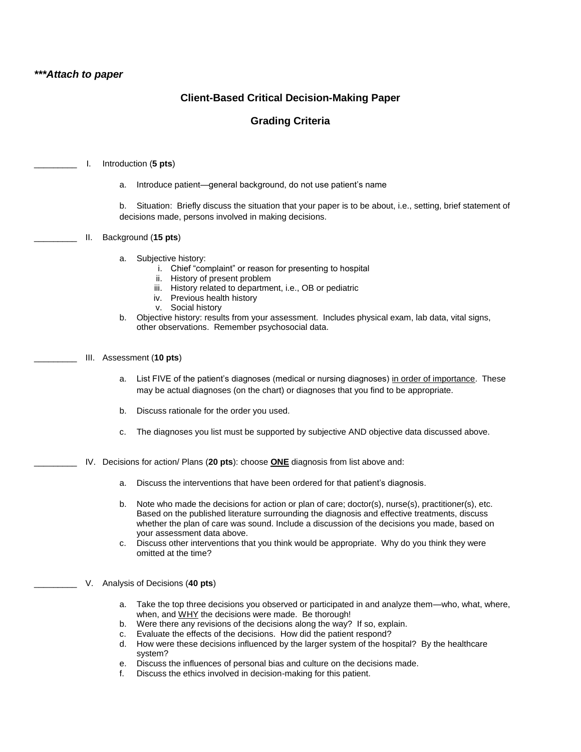***Attach to paper***

## Client-Based Critical Decision-Making Paper

## Grading Criteria

_________ I. Introduction (**5 pts**)

a. Introduce patient—general background, do not use patient's name

b. Situation: Briefly discuss the situation that your paper is to be about, i.e., setting, brief statement of decisions made, persons involved in making decisions.

_________ II. Background (**15 pts**)

a. Subjective history:
   i. Chief "complaint" or reason for presenting to hospital
   ii. History of present problem
   iii. History related to department, i.e., OB or pediatric
   iv. Previous health history
   v. Social history

b. Objective history: results from your assessment. Includes physical exam, lab data, vital signs, other observations. Remember psychosocial data.

_________ III. Assessment (**10 pts**)

a. List FIVE of the patient's diagnoses (medical or nursing diagnoses) <u>in order of importance</u>. These may be actual diagnoses (on the chart) or diagnoses that you find to be appropriate.

b. Discuss rationale for the order you used.

c. The diagnoses you list must be supported by subjective AND objective data discussed above.

_________ IV. Decisions for action/ Plans (**20 pts**): choose <u>**ONE**</u> diagnosis from list above and:

a. Discuss the interventions that have been ordered for that patient's diagnosis.

b. Note who made the decisions for action or plan of care; doctor(s), nurse(s), practitioner(s), etc. Based on the published literature surrounding the diagnosis and effective treatments, discuss whether the plan of care was sound. Include a discussion of the decisions you made, based on your assessment data above.

c. Discuss other interventions that you think would be appropriate. Why do you think they were omitted at the time?

_________ V. Analysis of Decisions (**40 pts**)

a. Take the top three decisions you observed or participated in and analyze them—who, what, where, when, and <u>WHY</u> the decisions were made. Be thorough!
b. Were there any revisions of the decisions along the way? If so, explain.
c. Evaluate the effects of the decisions. How did the patient respond?
d. How were these decisions influenced by the larger system of the hospital? By the healthcare system?
e. Discuss the influences of personal bias and culture on the decisions made.
f. Discuss the ethics involved in decision-making for this patient.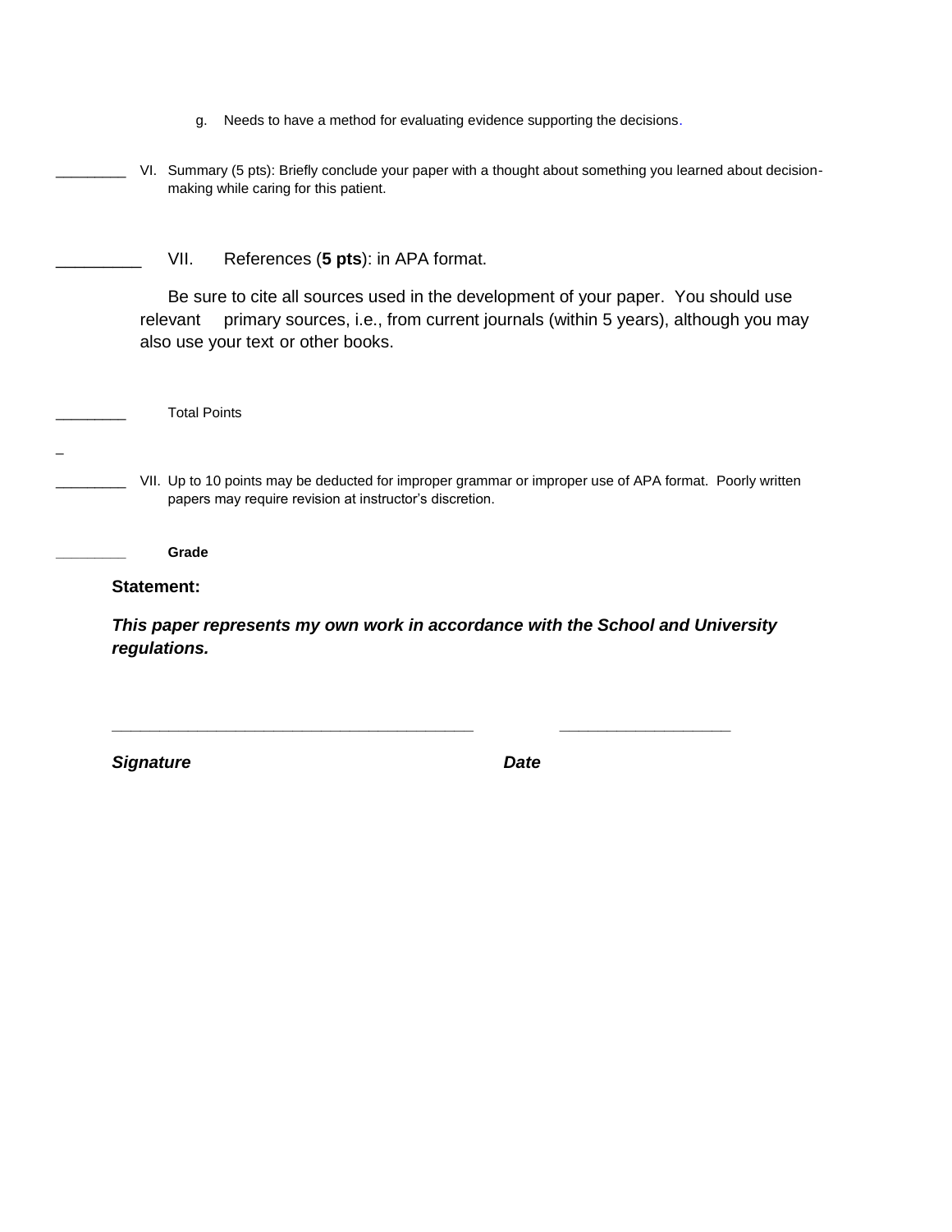g. Needs to have a method for evaluating evidence supporting the decisions.

_________ VI. Summary (5 pts): Briefly conclude your paper with a thought about something you learned about decision-making while caring for this patient.

_________ VII. References (**5 pts**): in APA format.

Be sure to cite all sources used in the development of your paper. You should use relevant primary sources, i.e., from current journals (within 5 years), although you may also use your text or other books.

_________ Total Points

_

_________ VII. Up to 10 points may be deducted for improper grammar or improper use of APA format. Poorly written papers may require revision at instructor's discretion.

_________ **Grade**

**Statement:**

***This paper represents my own work in accordance with the School and University regulations.***

_______________________________________ ____________________

***Signature*** ***Date***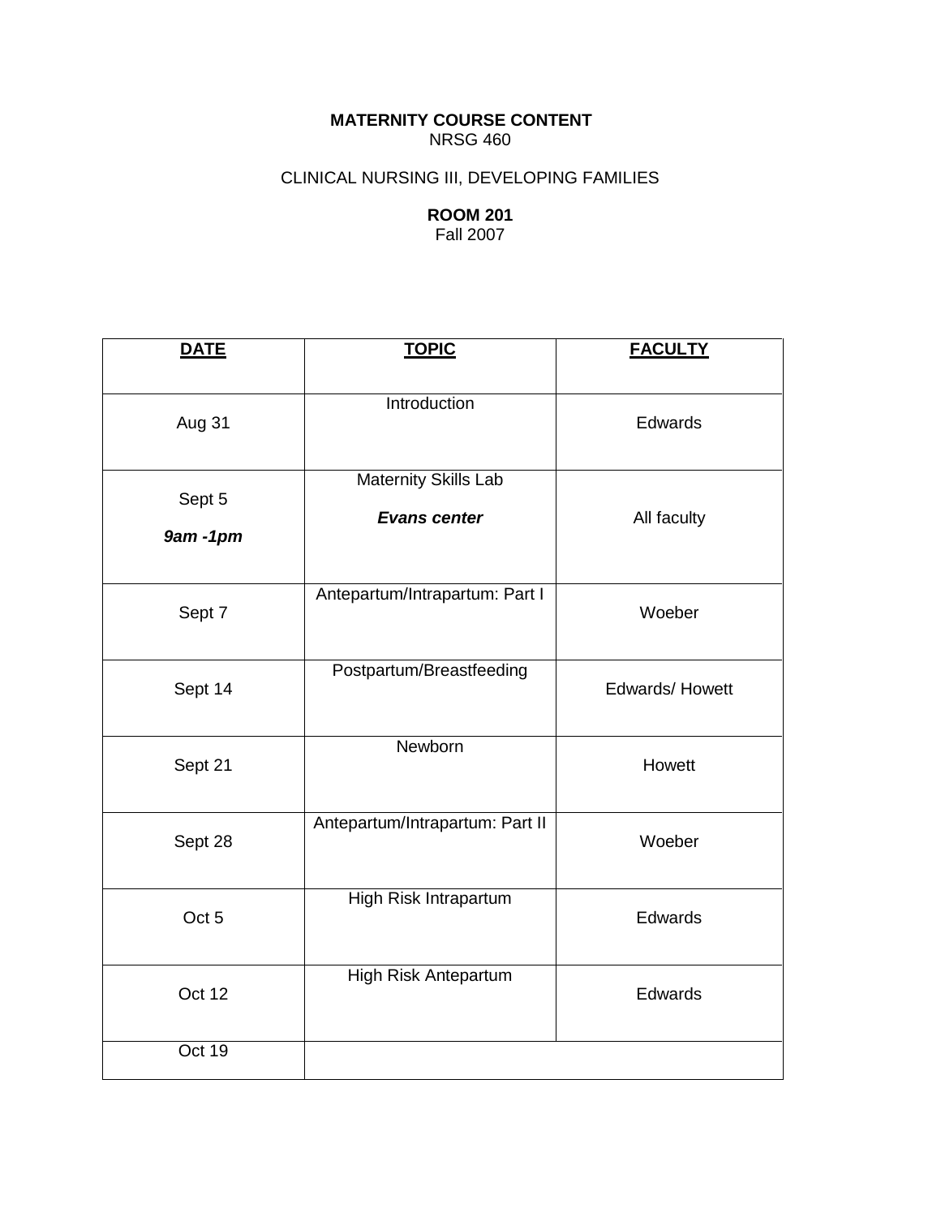**MATERNITY COURSE CONTENT**
NRSG 460

CLINICAL NURSING III, DEVELOPING FAMILIES

**ROOM 201**
Fall 2007

| **DATE** | **TOPIC** | **FACULTY** |
|---|---|---|
| Aug 31 | Introduction | Edwards |
| Sept 5 ***9am -1pm*** | Maternity Skills Lab ***Evans center*** | All faculty |
| Sept 7 | Antepartum/Intrapartum: Part I | Woeber |
| Sept 14 | Postpartum/Breastfeeding | Edwards/ Howett |
| Sept 21 | Newborn | Howett |
| Sept 28 | Antepartum/Intrapartum: Part II | Woeber |
| Oct 5 | High Risk Intrapartum | Edwards |
| Oct 12 | High Risk Antepartum | Edwards |
| Oct 19 | | |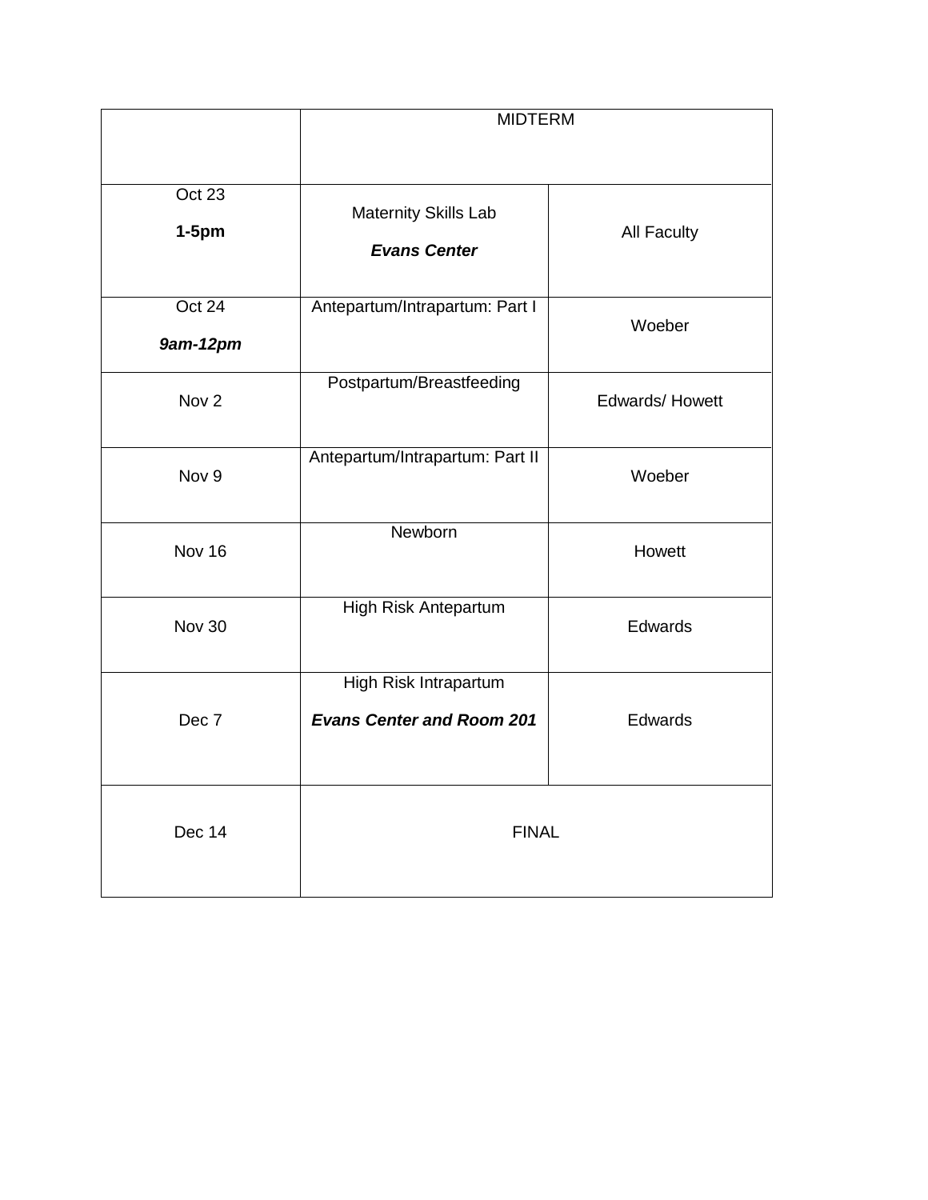| | MIDTERM | |
|---|---|---|
| Oct 23<br>**1-5pm** | Maternity Skills Lab<br>***Evans Center*** | All Faculty |
| Oct 24<br>***9am-12pm*** | Antepartum/Intrapartum: Part I | Woeber |
| Nov 2 | Postpartum/Breastfeeding | Edwards/ Howett |
| Nov 9 | Antepartum/Intrapartum: Part II | Woeber |
| Nov 16 | Newborn | Howett |
| Nov 30 | High Risk Antepartum | Edwards |
| Dec 7 | High Risk Intrapartum<br>***Evans Center and Room 201*** | Edwards |
| Dec 14 | FINAL | |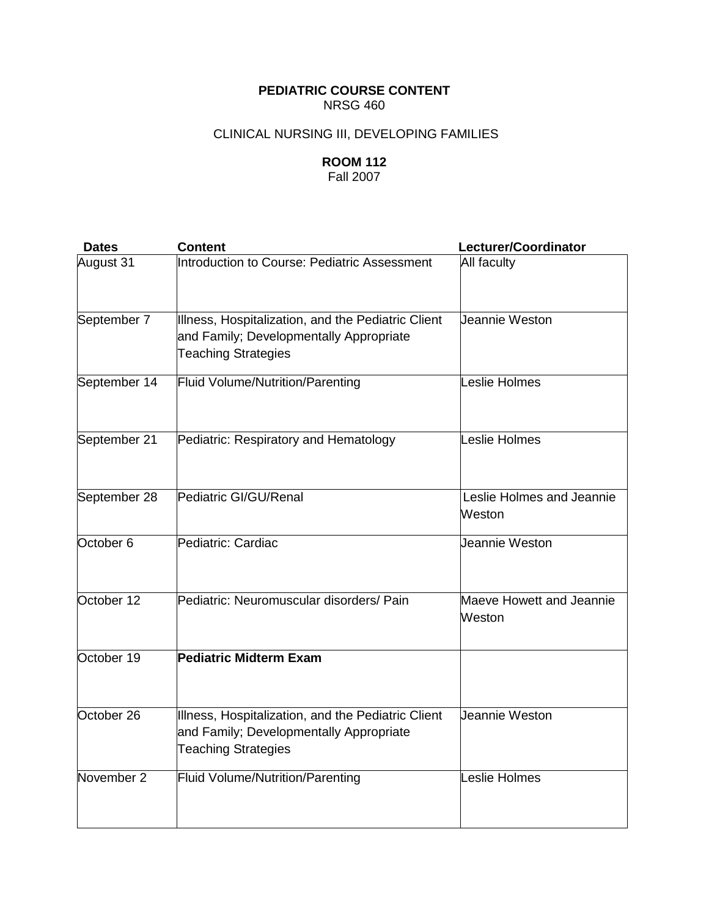**PEDIATRIC COURSE CONTENT**
NRSG 460

CLINICAL NURSING III, DEVELOPING FAMILIES

**ROOM 112**
Fall 2007

| **Dates** | **Content** | **Lecturer/Coordinator** |
|---|---|---|
| August 31 | Introduction to Course: Pediatric Assessment | All faculty |
| September 7 | Illness, Hospitalization, and the Pediatric Client and Family; Developmentally Appropriate Teaching Strategies | Jeannie Weston |
| September 14 | Fluid Volume/Nutrition/Parenting | Leslie Holmes |
| September 21 | Pediatric: Respiratory and Hematology | Leslie Holmes |
| September 28 | Pediatric GI/GU/Renal | Leslie Holmes and Jeannie Weston |
| October 6 | Pediatric: Cardiac | Jeannie Weston |
| October 12 | Pediatric: Neuromuscular disorders/ Pain | Maeve Howett and Jeannie Weston |
| October 19 | **Pediatric Midterm Exam** | |
| October 26 | Illness, Hospitalization, and the Pediatric Client and Family; Developmentally Appropriate Teaching Strategies | Jeannie Weston |
| November 2 | Fluid Volume/Nutrition/Parenting | Leslie Holmes |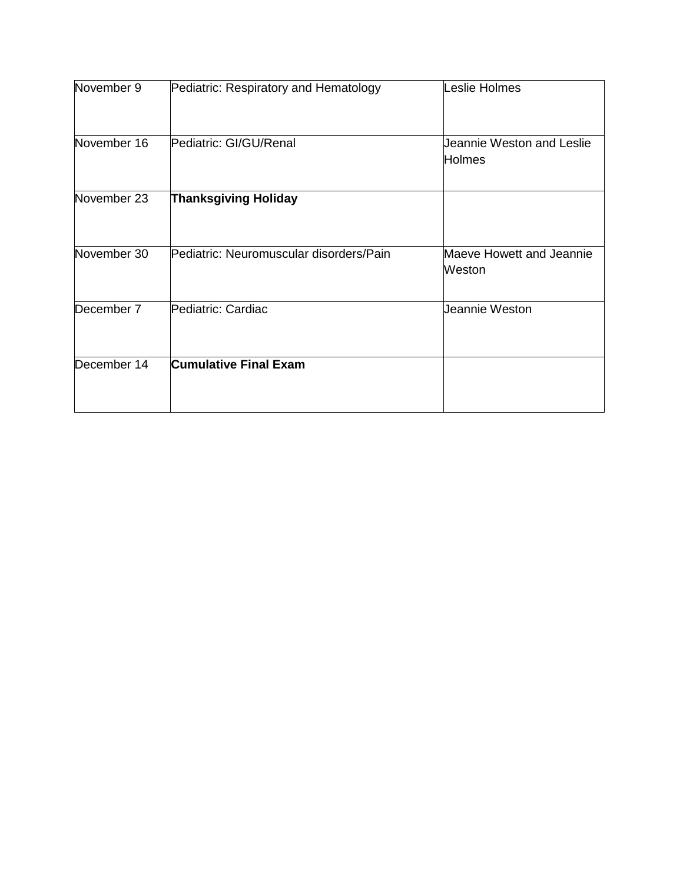| | | |
|---|---|---|
| November 9 | Pediatric: Respiratory and Hematology | Leslie Holmes |
| November 16 | Pediatric: GI/GU/Renal | Jeannie Weston and Leslie Holmes |
| November 23 | **Thanksgiving Holiday** | |
| November 30 | Pediatric: Neuromuscular disorders/Pain | Maeve Howett and Jeannie Weston |
| December 7 | Pediatric: Cardiac | Jeannie Weston |
| December 14 | **Cumulative Final Exam** | |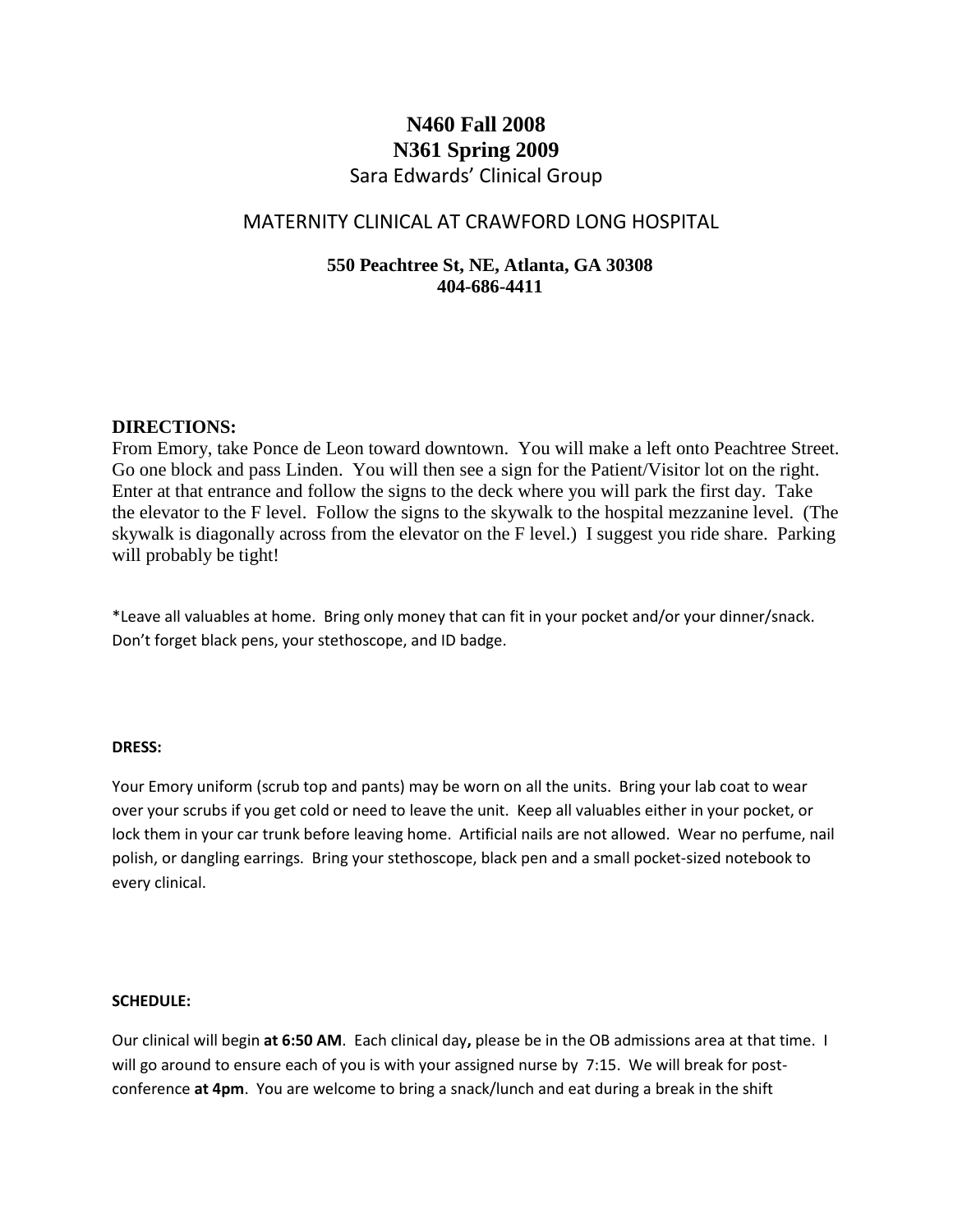# N460 Fall 2008
# N361 Spring 2009

Sara Edwards' Clinical Group

## MATERNITY CLINICAL AT CRAWFORD LONG HOSPITAL

**550 Peachtree St, NE, Atlanta, GA 30308**
**404-686-4411**

### DIRECTIONS:

From Emory, take Ponce de Leon toward downtown. You will make a left onto Peachtree Street. Go one block and pass Linden. You will then see a sign for the Patient/Visitor lot on the right. Enter at that entrance and follow the signs to the deck where you will park the first day. Take the elevator to the F level. Follow the signs to the skywalk to the hospital mezzanine level. (The skywalk is diagonally across from the elevator on the F level.) I suggest you ride share. Parking will probably be tight!

*Leave all valuables at home. Bring only money that can fit in your pocket and/or your dinner/snack. Don't forget black pens, your stethoscope, and ID badge.

**DRESS:**

Your Emory uniform (scrub top and pants) may be worn on all the units. Bring your lab coat to wear over your scrubs if you get cold or need to leave the unit. Keep all valuables either in your pocket, or lock them in your car trunk before leaving home. Artificial nails are not allowed. Wear no perfume, nail polish, or dangling earrings. Bring your stethoscope, black pen and a small pocket-sized notebook to every clinical.

**SCHEDULE:**

Our clinical will begin **at 6:50 AM**. Each clinical day**,** please be in the OB admissions area at that time. I will go around to ensure each of you is with your assigned nurse by 7:15. We will break for post-conference **at 4pm**. You are welcome to bring a snack/lunch and eat during a break in the shift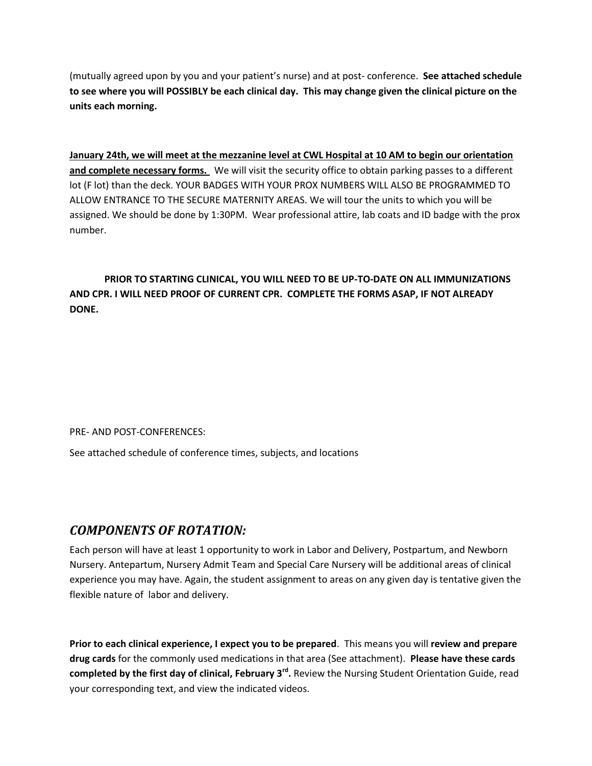(mutually agreed upon by you and your patient's nurse) and at post- conference. **See attached schedule to see where you will POSSIBLY be each clinical day. This may change given the clinical picture on the units each morning.**

<u>**January 24th, we will meet at the mezzanine level at CWL Hospital at 10 AM to begin our orientation and complete necessary forms.**</u> We will visit the security office to obtain parking passes to a different lot (F lot) than the deck. YOUR BADGES WITH YOUR PROX NUMBERS WILL ALSO BE PROGRAMMED TO ALLOW ENTRANCE TO THE SECURE MATERNITY AREAS. We will tour the units to which you will be assigned. We should be done by 1:30PM. Wear professional attire, lab coats and ID badge with the prox number.

**PRIOR TO STARTING CLINICAL, YOU WILL NEED TO BE UP-TO-DATE ON ALL IMMUNIZATIONS AND CPR. I WILL NEED PROOF OF CURRENT CPR. COMPLETE THE FORMS ASAP, IF NOT ALREADY DONE.**

PRE- AND POST-CONFERENCES:

See attached schedule of conference times, subjects, and locations

## ***COMPONENTS OF ROTATION:***

Each person will have at least 1 opportunity to work in Labor and Delivery, Postpartum, and Newborn Nursery. Antepartum, Nursery Admit Team and Special Care Nursery will be additional areas of clinical experience you may have. Again, the student assignment to areas on any given day is tentative given the flexible nature of labor and delivery.

**Prior to each clinical experience, I expect you to be prepared**. This means you will **review and prepare drug cards** for the commonly used medications in that area (See attachment). **Please have these cards completed by the first day of clinical, February 3rd.** Review the Nursing Student Orientation Guide, read your corresponding text, and view the indicated videos.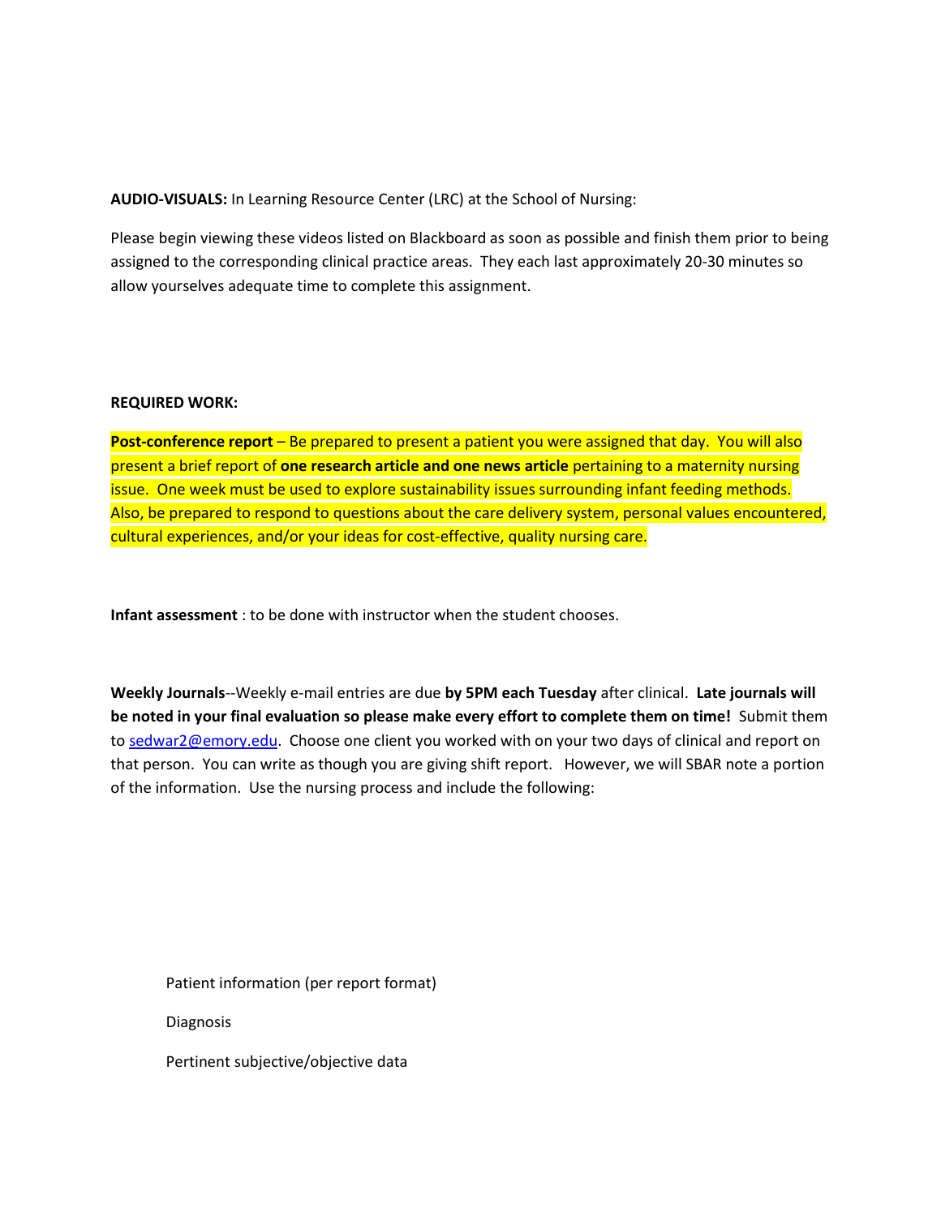**AUDIO-VISUALS:** In Learning Resource Center (LRC) at the School of Nursing:

Please begin viewing these videos listed on Blackboard as soon as possible and finish them prior to being assigned to the corresponding clinical practice areas. They each last approximately 20-30 minutes so allow yourselves adequate time to complete this assignment.

**REQUIRED WORK:**

**Post-conference report** – Be prepared to present a patient you were assigned that day. You will also present a brief report of **one research article and one news article** pertaining to a maternity nursing issue. One week must be used to explore sustainability issues surrounding infant feeding methods. Also, be prepared to respond to questions about the care delivery system, personal values encountered, cultural experiences, and/or your ideas for cost-effective, quality nursing care.

**Infant assessment** : to be done with instructor when the student chooses.

**Weekly Journals**--Weekly e-mail entries are due **by 5PM each Tuesday** after clinical. **Late journals will be noted in your final evaluation so please make every effort to complete them on time!** Submit them to sedwar2@emory.edu. Choose one client you worked with on your two days of clinical and report on that person. You can write as though you are giving shift report. However, we will SBAR note a portion of the information. Use the nursing process and include the following:

Patient information (per report format)

Diagnosis

Pertinent subjective/objective data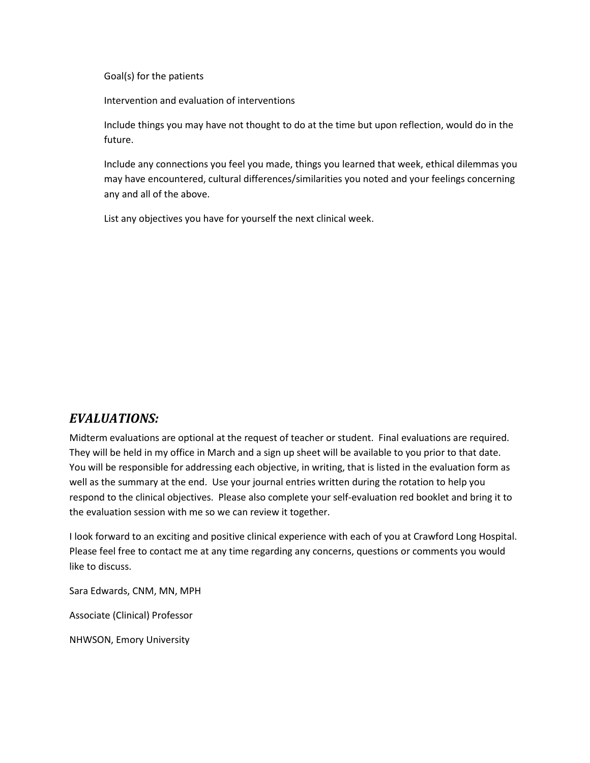Goal(s) for the patients

Intervention and evaluation of interventions

Include things you may have not thought to do at the time but upon reflection, would do in the future.

Include any connections you feel you made, things you learned that week, ethical dilemmas you may have encountered, cultural differences/similarities you noted and your feelings concerning any and all of the above.

List any objectives you have for yourself the next clinical week.

## *EVALUATIONS:*

Midterm evaluations are optional at the request of teacher or student. Final evaluations are required. They will be held in my office in March and a sign up sheet will be available to you prior to that date. You will be responsible for addressing each objective, in writing, that is listed in the evaluation form as well as the summary at the end. Use your journal entries written during the rotation to help you respond to the clinical objectives. Please also complete your self-evaluation red booklet and bring it to the evaluation session with me so we can review it together.

I look forward to an exciting and positive clinical experience with each of you at Crawford Long Hospital. Please feel free to contact me at any time regarding any concerns, questions or comments you would like to discuss.

Sara Edwards, CNM, MN, MPH

Associate (Clinical) Professor

NHWSON, Emory University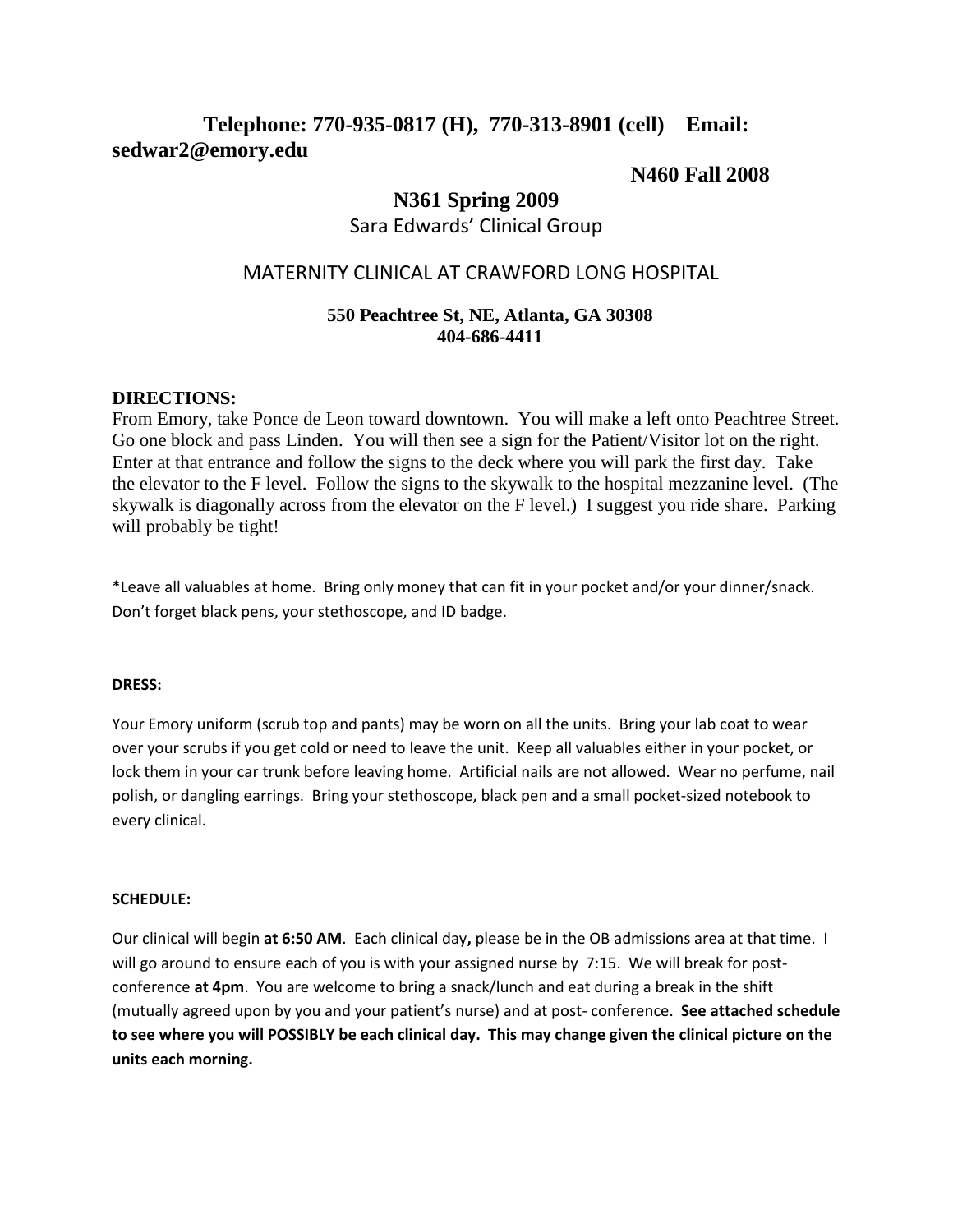**Telephone: 770-935-0817 (H), 770-313-8901 (cell) Email: sedwar2@emory.edu**

**N460 Fall 2008**

## N361 Spring 2009

Sara Edwards' Clinical Group

## MATERNITY CLINICAL AT CRAWFORD LONG HOSPITAL

**550 Peachtree St, NE, Atlanta, GA 30308**
**404-686-4411**

**DIRECTIONS:**
From Emory, take Ponce de Leon toward downtown. You will make a left onto Peachtree Street. Go one block and pass Linden. You will then see a sign for the Patient/Visitor lot on the right. Enter at that entrance and follow the signs to the deck where you will park the first day. Take the elevator to the F level. Follow the signs to the skywalk to the hospital mezzanine level. (The skywalk is diagonally across from the elevator on the F level.) I suggest you ride share. Parking will probably be tight!

*Leave all valuables at home. Bring only money that can fit in your pocket and/or your dinner/snack. Don't forget black pens, your stethoscope, and ID badge.

**DRESS:**

Your Emory uniform (scrub top and pants) may be worn on all the units. Bring your lab coat to wear over your scrubs if you get cold or need to leave the unit. Keep all valuables either in your pocket, or lock them in your car trunk before leaving home. Artificial nails are not allowed. Wear no perfume, nail polish, or dangling earrings. Bring your stethoscope, black pen and a small pocket-sized notebook to every clinical.

**SCHEDULE:**

Our clinical will begin **at 6:50 AM**. Each clinical day**,** please be in the OB admissions area at that time. I will go around to ensure each of you is with your assigned nurse by 7:15. We will break for post-conference **at 4pm**. You are welcome to bring a snack/lunch and eat during a break in the shift (mutually agreed upon by you and your patient's nurse) and at post- conference. **See attached schedule to see where you will POSSIBLY be each clinical day. This may change given the clinical picture on the units each morning.**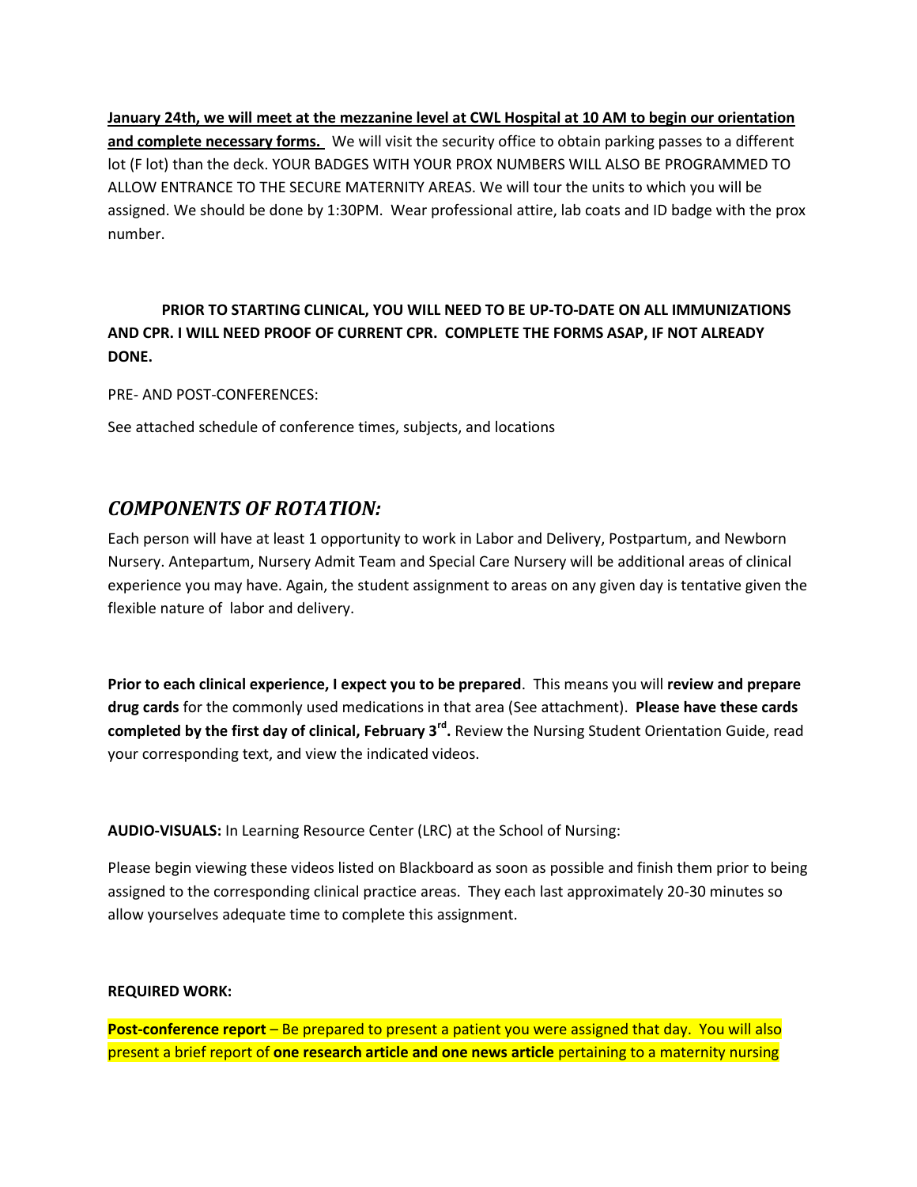**<u>January 24th, we will meet at the mezzanine level at CWL Hospital at 10 AM to begin our orientation and complete necessary forms.</u>** We will visit the security office to obtain parking passes to a different lot (F lot) than the deck. YOUR BADGES WITH YOUR PROX NUMBERS WILL ALSO BE PROGRAMMED TO ALLOW ENTRANCE TO THE SECURE MATERNITY AREAS. We will tour the units to which you will be assigned. We should be done by 1:30PM. Wear professional attire, lab coats and ID badge with the prox number.

**PRIOR TO STARTING CLINICAL, YOU WILL NEED TO BE UP-TO-DATE ON ALL IMMUNIZATIONS AND CPR. I WILL NEED PROOF OF CURRENT CPR. COMPLETE THE FORMS ASAP, IF NOT ALREADY DONE.**

PRE- AND POST-CONFERENCES:

See attached schedule of conference times, subjects, and locations

## *COMPONENTS OF ROTATION:*

Each person will have at least 1 opportunity to work in Labor and Delivery, Postpartum, and Newborn Nursery. Antepartum, Nursery Admit Team and Special Care Nursery will be additional areas of clinical experience you may have. Again, the student assignment to areas on any given day is tentative given the flexible nature of labor and delivery.

**Prior to each clinical experience, I expect you to be prepared**. This means you will **review and prepare drug cards** for the commonly used medications in that area (See attachment). **Please have these cards completed by the first day of clinical, February 3rd.** Review the Nursing Student Orientation Guide, read your corresponding text, and view the indicated videos.

**AUDIO-VISUALS:** In Learning Resource Center (LRC) at the School of Nursing:

Please begin viewing these videos listed on Blackboard as soon as possible and finish them prior to being assigned to the corresponding clinical practice areas. They each last approximately 20-30 minutes so allow yourselves adequate time to complete this assignment.

**REQUIRED WORK:**

**Post-conference report** – Be prepared to present a patient you were assigned that day. You will also present a brief report of **one research article and one news article** pertaining to a maternity nursing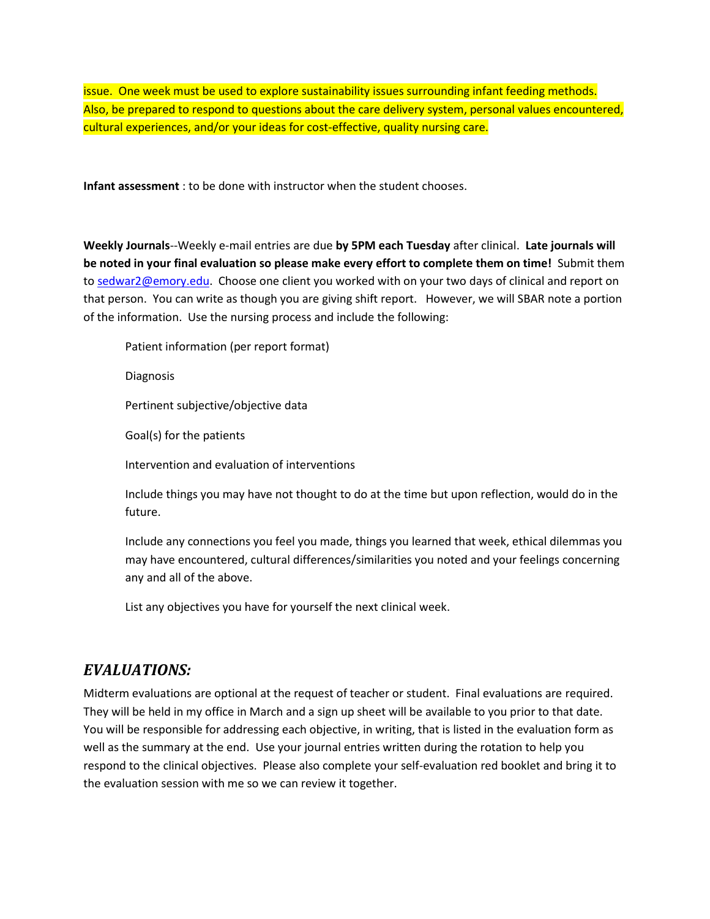issue. One week must be used to explore sustainability issues surrounding infant feeding methods. Also, be prepared to respond to questions about the care delivery system, personal values encountered, cultural experiences, and/or your ideas for cost-effective, quality nursing care.

**Infant assessment** : to be done with instructor when the student chooses.

**Weekly Journals**--Weekly e-mail entries are due **by 5PM each Tuesday** after clinical. **Late journals will be noted in your final evaluation so please make every effort to complete them on time!** Submit them to sedwar2@emory.edu. Choose one client you worked with on your two days of clinical and report on that person. You can write as though you are giving shift report. However, we will SBAR note a portion of the information. Use the nursing process and include the following:

> Patient information (per report format)
>
> Diagnosis
>
> Pertinent subjective/objective data
>
> Goal(s) for the patients
>
> Intervention and evaluation of interventions
>
> Include things you may have not thought to do at the time but upon reflection, would do in the future.
>
> Include any connections you feel you made, things you learned that week, ethical dilemmas you may have encountered, cultural differences/similarities you noted and your feelings concerning any and all of the above.
>
> List any objectives you have for yourself the next clinical week.

## *EVALUATIONS:*

Midterm evaluations are optional at the request of teacher or student. Final evaluations are required. They will be held in my office in March and a sign up sheet will be available to you prior to that date. You will be responsible for addressing each objective, in writing, that is listed in the evaluation form as well as the summary at the end. Use your journal entries written during the rotation to help you respond to the clinical objectives. Please also complete your self-evaluation red booklet and bring it to the evaluation session with me so we can review it together.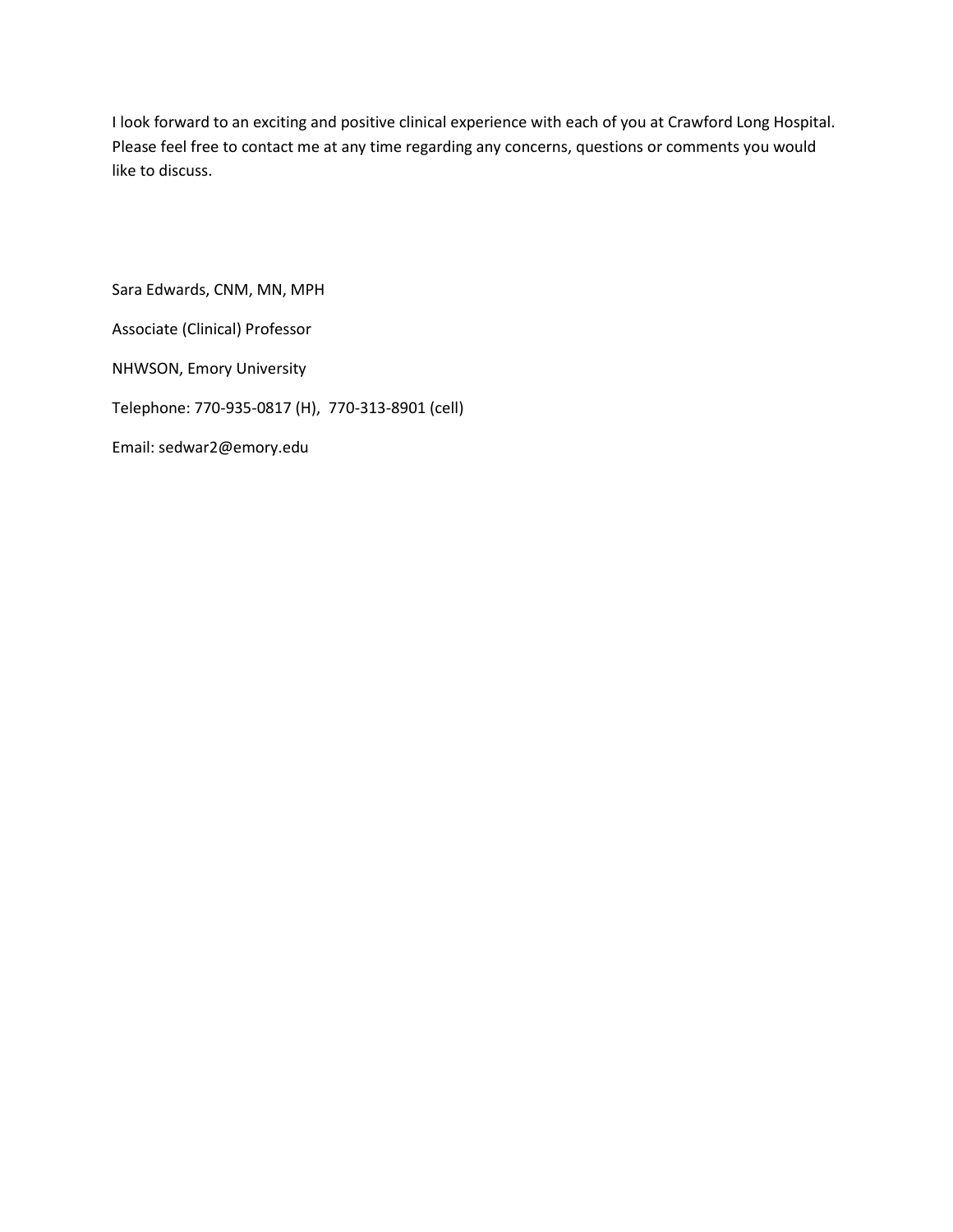I look forward to an exciting and positive clinical experience with each of you at Crawford Long Hospital. Please feel free to contact me at any time regarding any concerns, questions or comments you would like to discuss.

Sara Edwards, CNM, MN, MPH

Associate (Clinical) Professor

NHWSON, Emory University

Telephone: 770-935-0817 (H), 770-313-8901 (cell)

Email: sedwar2@emory.edu